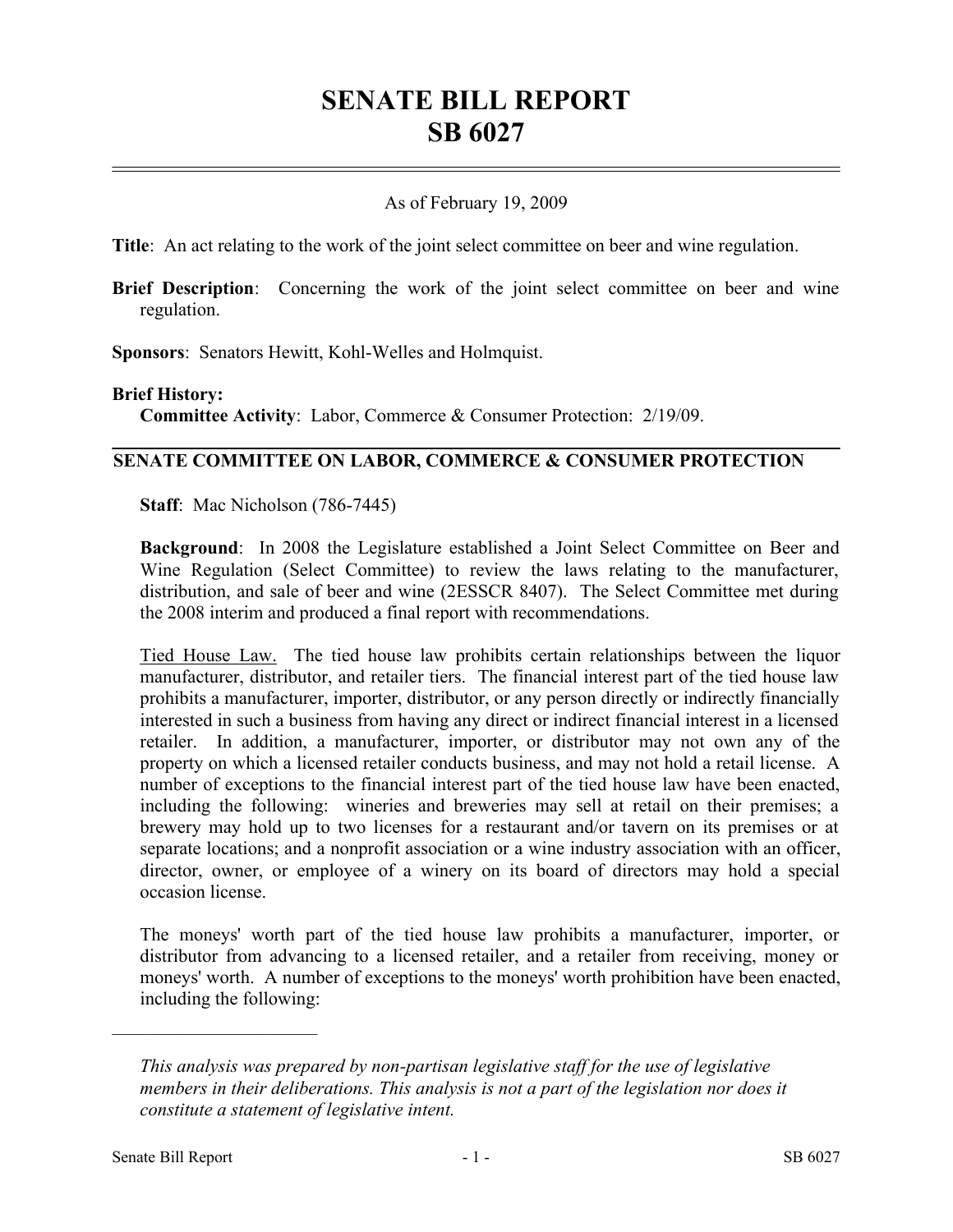# SENATE BILL REPORT
# SB 6027

---

As of February 19, 2009

**Title**: An act relating to the work of the joint select committee on beer and wine regulation.

**Brief Description**: Concerning the work of the joint select committee on beer and wine regulation.

**Sponsors**: Senators Hewitt, Kohl-Welles and Holmquist.

**Brief History:**

**Committee Activity**: Labor, Commerce & Consumer Protection: 2/19/09.

---

## SENATE COMMITTEE ON LABOR, COMMERCE & CONSUMER PROTECTION

**Staff**: Mac Nicholson (786-7445)

**Background**: In 2008 the Legislature established a Joint Select Committee on Beer and Wine Regulation (Select Committee) to review the laws relating to the manufacturer, distribution, and sale of beer and wine (2ESSCR 8407). The Select Committee met during the 2008 interim and produced a final report with recommendations.

Tied House Law. The tied house law prohibits certain relationships between the liquor manufacturer, distributor, and retailer tiers. The financial interest part of the tied house law prohibits a manufacturer, importer, distributor, or any person directly or indirectly financially interested in such a business from having any direct or indirect financial interest in a licensed retailer. In addition, a manufacturer, importer, or distributor may not own any of the property on which a licensed retailer conducts business, and may not hold a retail license. A number of exceptions to the financial interest part of the tied house law have been enacted, including the following: wineries and breweries may sell at retail on their premises; a brewery may hold up to two licenses for a restaurant and/or tavern on its premises or at separate locations; and a nonprofit association or a wine industry association with an officer, director, owner, or employee of a winery on its board of directors may hold a special occasion license.

The moneys' worth part of the tied house law prohibits a manufacturer, importer, or distributor from advancing to a licensed retailer, and a retailer from receiving, money or moneys' worth. A number of exceptions to the moneys' worth prohibition have been enacted, including the following:

---

*This analysis was prepared by non-partisan legislative staff for the use of legislative members in their deliberations. This analysis is not a part of the legislation nor does it constitute a statement of legislative intent.*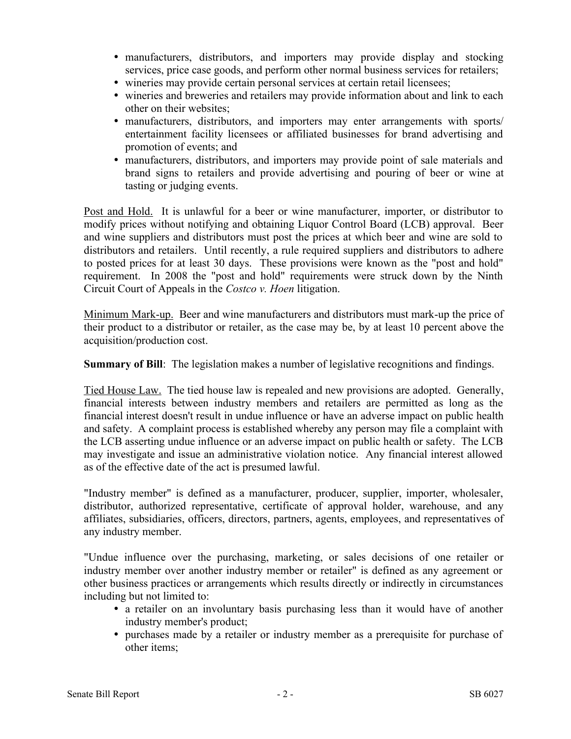- manufacturers, distributors, and importers may provide display and stocking services, price case goods, and perform other normal business services for retailers;
- wineries may provide certain personal services at certain retail licensees;
- wineries and breweries and retailers may provide information about and link to each other on their websites;
- manufacturers, distributors, and importers may enter arrangements with sports/ entertainment facility licensees or affiliated businesses for brand advertising and promotion of events; and
- manufacturers, distributors, and importers may provide point of sale materials and brand signs to retailers and provide advertising and pouring of beer or wine at tasting or judging events.

Post and Hold. It is unlawful for a beer or wine manufacturer, importer, or distributor to modify prices without notifying and obtaining Liquor Control Board (LCB) approval. Beer and wine suppliers and distributors must post the prices at which beer and wine are sold to distributors and retailers. Until recently, a rule required suppliers and distributors to adhere to posted prices for at least 30 days. These provisions were known as the "post and hold" requirement. In 2008 the "post and hold" requirements were struck down by the Ninth Circuit Court of Appeals in the *Costco v. Hoen* litigation.

Minimum Mark-up. Beer and wine manufacturers and distributors must mark-up the price of their product to a distributor or retailer, as the case may be, by at least 10 percent above the acquisition/production cost.

**Summary of Bill**: The legislation makes a number of legislative recognitions and findings.

Tied House Law. The tied house law is repealed and new provisions are adopted. Generally, financial interests between industry members and retailers are permitted as long as the financial interest doesn't result in undue influence or have an adverse impact on public health and safety. A complaint process is established whereby any person may file a complaint with the LCB asserting undue influence or an adverse impact on public health or safety. The LCB may investigate and issue an administrative violation notice. Any financial interest allowed as of the effective date of the act is presumed lawful.

"Industry member" is defined as a manufacturer, producer, supplier, importer, wholesaler, distributor, authorized representative, certificate of approval holder, warehouse, and any affiliates, subsidiaries, officers, directors, partners, agents, employees, and representatives of any industry member.

"Undue influence over the purchasing, marketing, or sales decisions of one retailer or industry member over another industry member or retailer" is defined as any agreement or other business practices or arrangements which results directly or indirectly in circumstances including but not limited to:

- a retailer on an involuntary basis purchasing less than it would have of another industry member's product;
- purchases made by a retailer or industry member as a prerequisite for purchase of other items;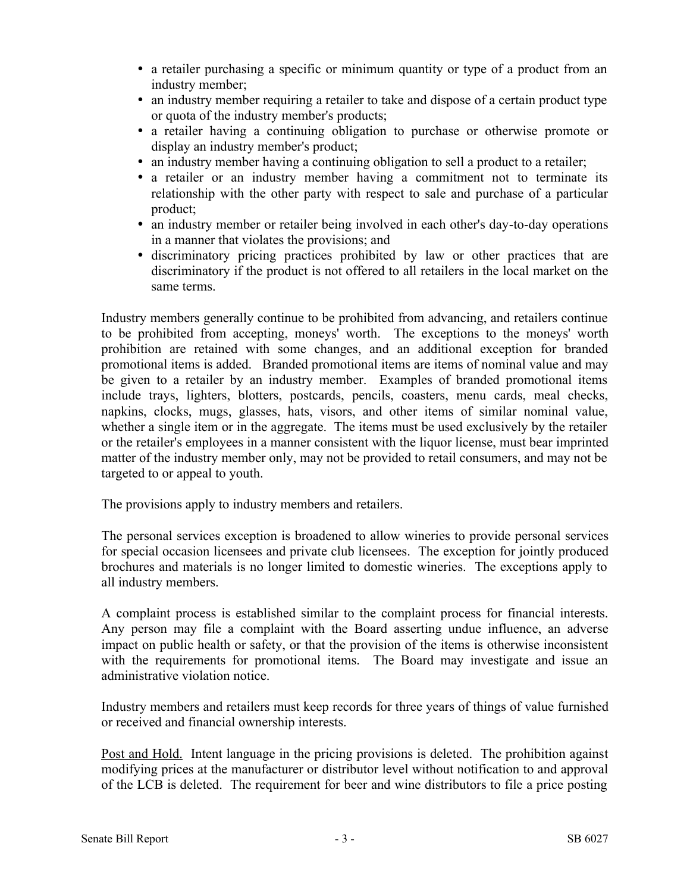- a retailer purchasing a specific or minimum quantity or type of a product from an industry member;
- an industry member requiring a retailer to take and dispose of a certain product type or quota of the industry member's products;
- a retailer having a continuing obligation to purchase or otherwise promote or display an industry member's product;
- an industry member having a continuing obligation to sell a product to a retailer;
- a retailer or an industry member having a commitment not to terminate its relationship with the other party with respect to sale and purchase of a particular product;
- an industry member or retailer being involved in each other's day-to-day operations in a manner that violates the provisions; and
- discriminatory pricing practices prohibited by law or other practices that are discriminatory if the product is not offered to all retailers in the local market on the same terms.

Industry members generally continue to be prohibited from advancing, and retailers continue to be prohibited from accepting, moneys' worth. The exceptions to the moneys' worth prohibition are retained with some changes, and an additional exception for branded promotional items is added. Branded promotional items are items of nominal value and may be given to a retailer by an industry member. Examples of branded promotional items include trays, lighters, blotters, postcards, pencils, coasters, menu cards, meal checks, napkins, clocks, mugs, glasses, hats, visors, and other items of similar nominal value, whether a single item or in the aggregate. The items must be used exclusively by the retailer or the retailer's employees in a manner consistent with the liquor license, must bear imprinted matter of the industry member only, may not be provided to retail consumers, and may not be targeted to or appeal to youth.

The provisions apply to industry members and retailers.

The personal services exception is broadened to allow wineries to provide personal services for special occasion licensees and private club licensees. The exception for jointly produced brochures and materials is no longer limited to domestic wineries. The exceptions apply to all industry members.

A complaint process is established similar to the complaint process for financial interests. Any person may file a complaint with the Board asserting undue influence, an adverse impact on public health or safety, or that the provision of the items is otherwise inconsistent with the requirements for promotional items. The Board may investigate and issue an administrative violation notice.

Industry members and retailers must keep records for three years of things of value furnished or received and financial ownership interests.

<u>Post and Hold.</u> Intent language in the pricing provisions is deleted. The prohibition against modifying prices at the manufacturer or distributor level without notification to and approval of the LCB is deleted. The requirement for beer and wine distributors to file a price posting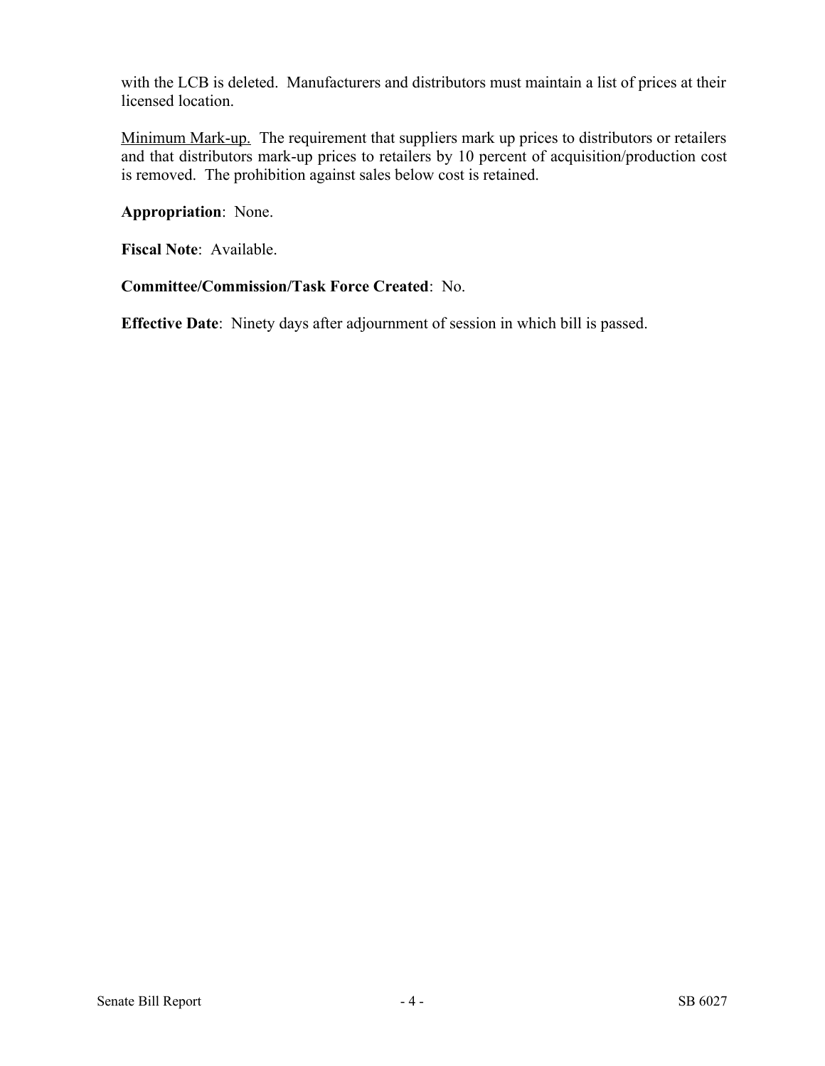with the LCB is deleted. Manufacturers and distributors must maintain a list of prices at their licensed location.

Minimum Mark-up. The requirement that suppliers mark up prices to distributors or retailers and that distributors mark-up prices to retailers by 10 percent of acquisition/production cost is removed. The prohibition against sales below cost is retained.

**Appropriation**: None.

**Fiscal Note**: Available.

**Committee/Commission/Task Force Created**: No.

**Effective Date**: Ninety days after adjournment of session in which bill is passed.